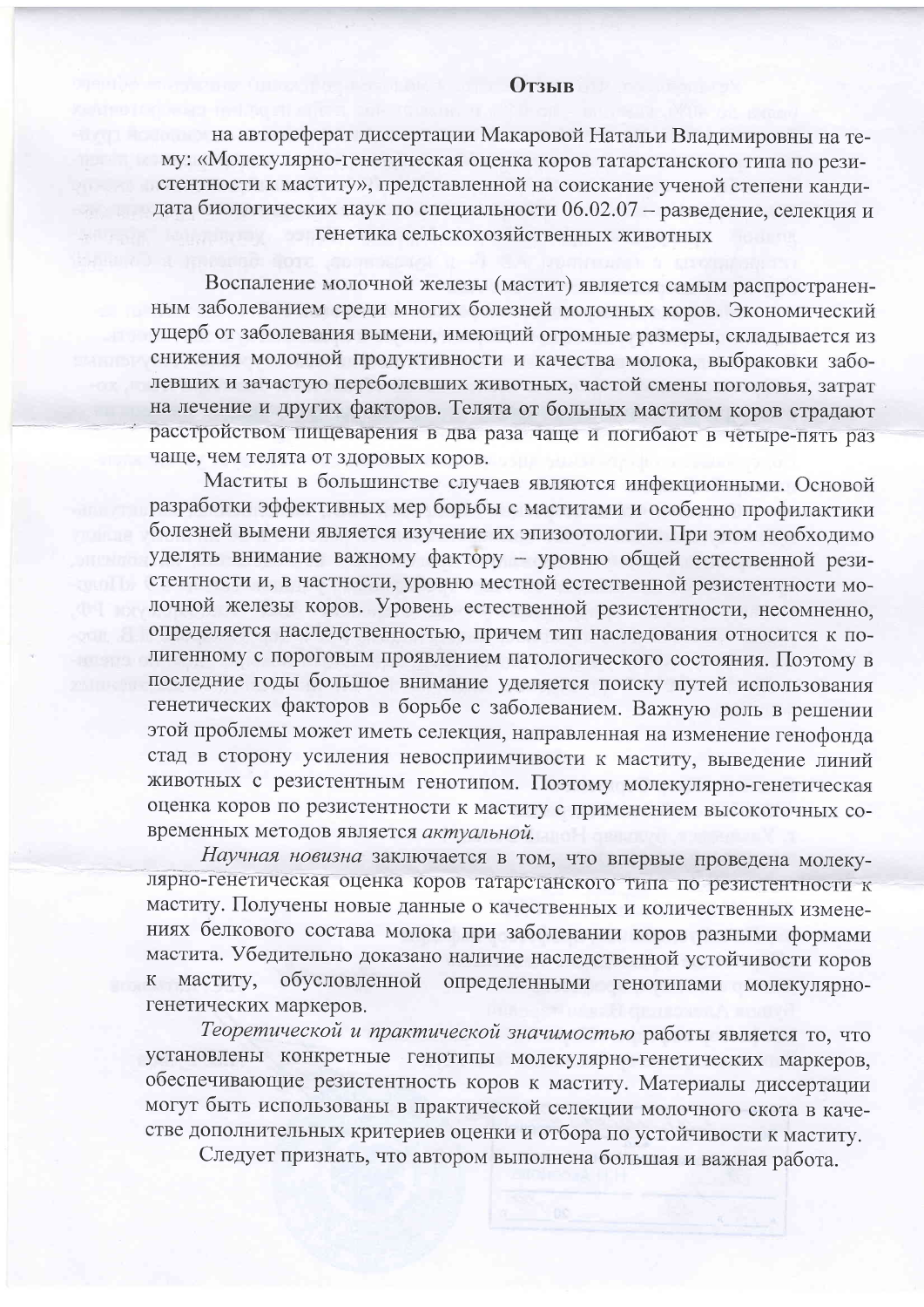# Отзыв

на автореферат диссертации Макаровой Натальи Владимировны на тему: «Молекулярно-генетическая оценка коров татарстанского типа по резистентности к маститу», представленной на соискание ученой степени кандидата биологических наук по специальности 06.02.07 – разведение, селекция и генетика сельскохозяйственных животных

Воспаление молочной железы (мастит) является самым распространенным заболеванием среди многих болезней молочных коров. Экономический ущерб от заболевания вымени, имеющий огромные размеры, складывается из снижения молочной продуктивности и качества молока, выбраковки заболевших и зачастую переболевших животных, частой смены поголовья, затрат на лечение и других факторов. Телята от больных маститом коров страдают расстройством пищеварения в два раза чаще и погибают в четыре-пять раз чаще, чем телята от здоровых коров.

Маститы в большинстве случаев являются инфекционными. Основой разработки эффективных мер борьбы с маститами и особенно профилактики болезней вымени является изучение их эпизоотологии. При этом необходимо уделять внимание важному фактору – уровню общей естественной резистентности и, в частности, уровню местной естественной резистентности молочной железы коров. Уровень естественной резистентности, несомненно, определяется наследственностью, причем тип наследования относится к полигенному с пороговым проявлением патологического состояния. Поэтому в последние годы большое внимание уделяется поиску путей использования генетических факторов в борьбе с заболеванием. Важную роль в решении этой проблемы может иметь селекция, направленная на изменение генофонда стад в сторону усиления невосприимчивости к маститу, выведение линий животных с резистентным генотипом. Поэтому молекулярно-генетическая оценка коров по резистентности к маститу с применением высокоточных современных методов является *актуальной.*

*Научная новизна* заключается в том, что впервые проведена молекулярно-генетическая оценка коров татарстанского типа по резистентности к маститу. Получены новые данные о качественных и количественных изменениях белкового состава молока при заболевании коров разными формами мастита. Убедительно доказано наличие наследственной устойчивости коров к маститу, обусловленной определенными генотипами молекулярно-генетических маркеров.

*Теоретической и практической значимостью* работы является то, что установлены конкретные генотипы молекулярно-генетических маркеров, обеспечивающие резистентность коров к маститу. Материалы диссертации могут быть использованы в практической селекции молочного скота в качестве дополнительных критериев оценки и отбора по устойчивости к маститу.

Следует признать, что автором выполнена большая и важная работа.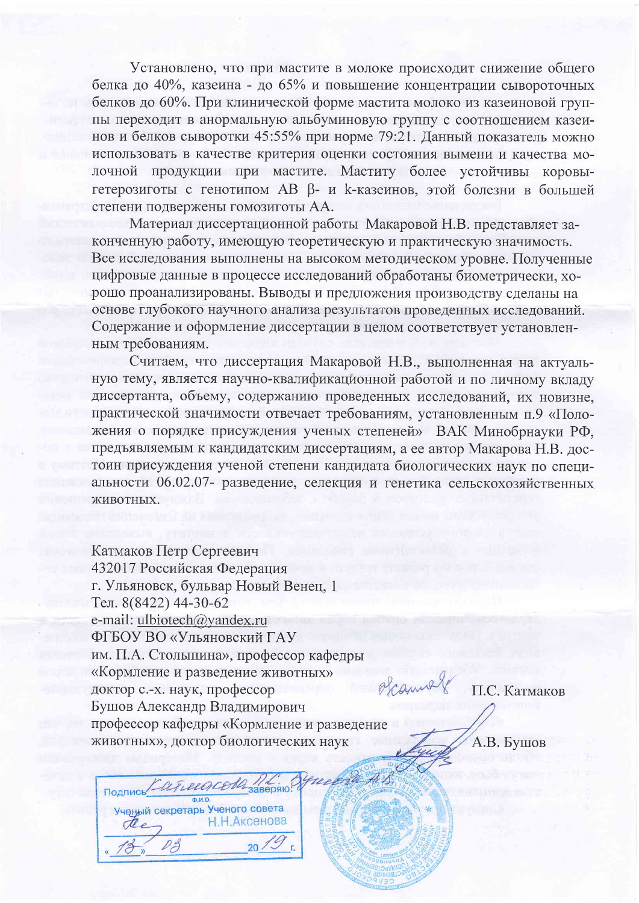Установлено, что при мастите в молоке происходит снижение общего белка до 40%, казеина - до 65% и повышение концентрации сывороточных белков до 60%. При клинической форме мастита молоко из казеиновой группы переходит в анормальную альбуминовую группу с соотношением казеинов и белков сыворотки 45:55% при норме 79:21. Данный показатель можно использовать в качестве критерия оценки состояния вымени и качества молочной продукции при мастите. Маститу более устойчивы коровы-гетерозиготы с генотипом AB β- и k-казеинов, этой болезни в большей степени подвержены гомозиготы AA.

Материал диссертационной работы Макаровой Н.В. представляет законченную работу, имеющую теоретическую и практическую значимость. Все исследования выполнены на высоком методическом уровне. Полученные цифровые данные в процессе исследований обработаны биометрически, хорошо проанализированы. Выводы и предложения производству сделаны на основе глубокого научного анализа результатов проведенных исследований. Содержание и оформление диссертации в целом соответствует установленным требованиям.

Считаем, что диссертация Макаровой Н.В., выполненная на актуальную тему, является научно-квалификационной работой и по личному вкладу диссертанта, объему, содержанию проведенных исследований, их новизне, практической значимости отвечает требованиям, установленным п.9 «Положения о порядке присуждения ученых степеней» ВАК Минобрнауки РФ, предъявляемым к кандидатским диссертациям, а ее автор Макарова Н.В. достоин присуждения ученой степени кандидата биологических наук по специальности 06.02.07- разведение, селекция и генетика сельскохозяйственных животных.

Катмаков Петр Сергеевич
432017 Российская Федерация
г. Ульяновск, бульвар Новый Венец, 1
Тел. 8(8422) 44-30-62
e-mail: ulbiotech@yandex.ru
ФГБОУ ВО «Ульяновский ГАУ
им. П.А. Столыпина», профессор кафедры
«Кормление и разведение животных»
доктор с.-х. наук, профессор П.С. Катмаков

Бушов Александр Владимирович
профессор кафедры «Кормление и разведение
животных», доктор биологических наук А.В. Бушов

Подпись Катмакова П.С. Бушова А.В. заверяю:
Ученый секретарь Ученого совета
Н.Н.Аксенова
«13» 03 2019 г.